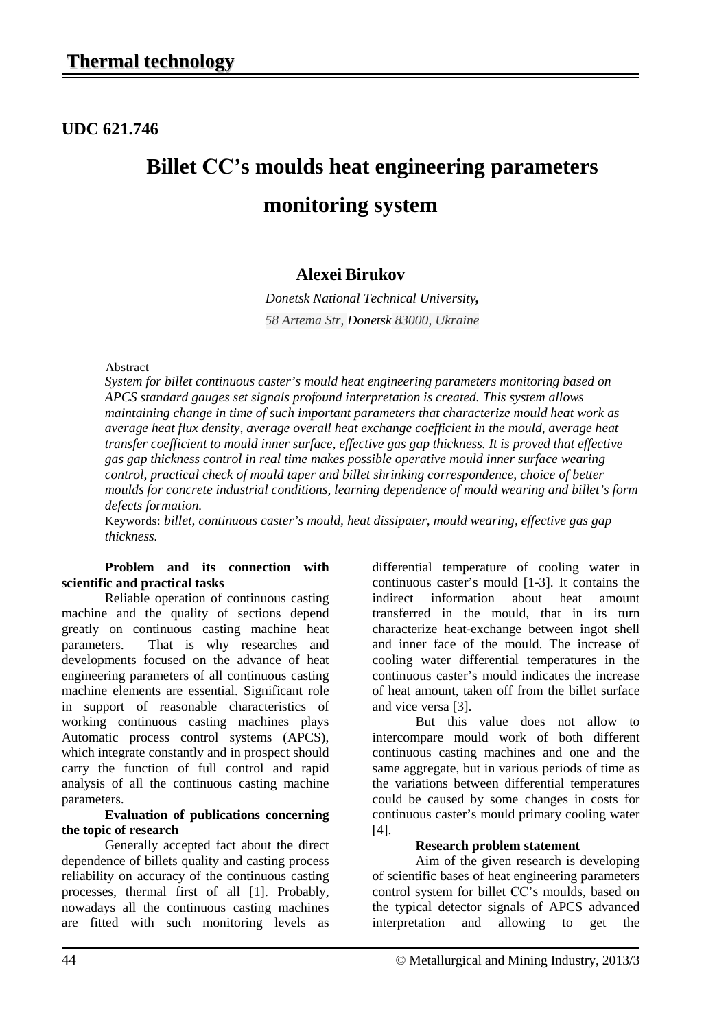## Thermal technology

**UDC 621.746**

# Billet CC's moulds heat engineering parameters monitoring system

**Alexei Birukov**

*Donetsk National Technical University,*
*58 Artema Str, Donetsk 83000, Ukraine*

Abstract

*System for billet continuous caster's mould heat engineering parameters monitoring based on APCS standard gauges set signals profound interpretation is created. This system allows maintaining change in time of such important parameters that characterize mould heat work as average heat flux density, average overall heat exchange coefficient in the mould, average heat transfer coefficient to mould inner surface, effective gas gap thickness. It is proved that effective gas gap thickness control in real time makes possible operative mould inner surface wearing control, practical check of mould taper and billet shrinking correspondence, choice of better moulds for concrete industrial conditions, learning dependence of mould wearing and billet's form defects formation.*

Keywords: *billet, continuous caster's mould, heat dissipater, mould wearing, effective gas gap thickness.*

**Problem and its connection with scientific and practical tasks**

Reliable operation of continuous casting machine and the quality of sections depend greatly on continuous casting machine heat parameters. That is why researches and developments focused on the advance of heat engineering parameters of all continuous casting machine elements are essential. Significant role in support of reasonable characteristics of working continuous casting machines plays Automatic process control systems (APCS), which integrate constantly and in prospect should carry the function of full control and rapid analysis of all the continuous casting machine parameters.

**Evaluation of publications concerning the topic of research**

Generally accepted fact about the direct dependence of billets quality and casting process reliability on accuracy of the continuous casting processes, thermal first of all [1]. Probably, nowadays all the continuous casting machines are fitted with such monitoring levels as differential temperature of cooling water in continuous caster's mould [1-3]. It contains the indirect information about heat amount transferred in the mould, that in its turn characterize heat-exchange between ingot shell and inner face of the mould. The increase of cooling water differential temperatures in the continuous caster's mould indicates the increase of heat amount, taken off from the billet surface and vice versa [3].

But this value does not allow to intercompare mould work of both different continuous casting machines and one and the same aggregate, but in various periods of time as the variations between differential temperatures could be caused by some changes in costs for continuous caster's mould primary cooling water [4].

**Research problem statement**

Aim of the given research is developing of scientific bases of heat engineering parameters control system for billet CC's moulds, based on the typical detector signals of APCS advanced interpretation and allowing to get the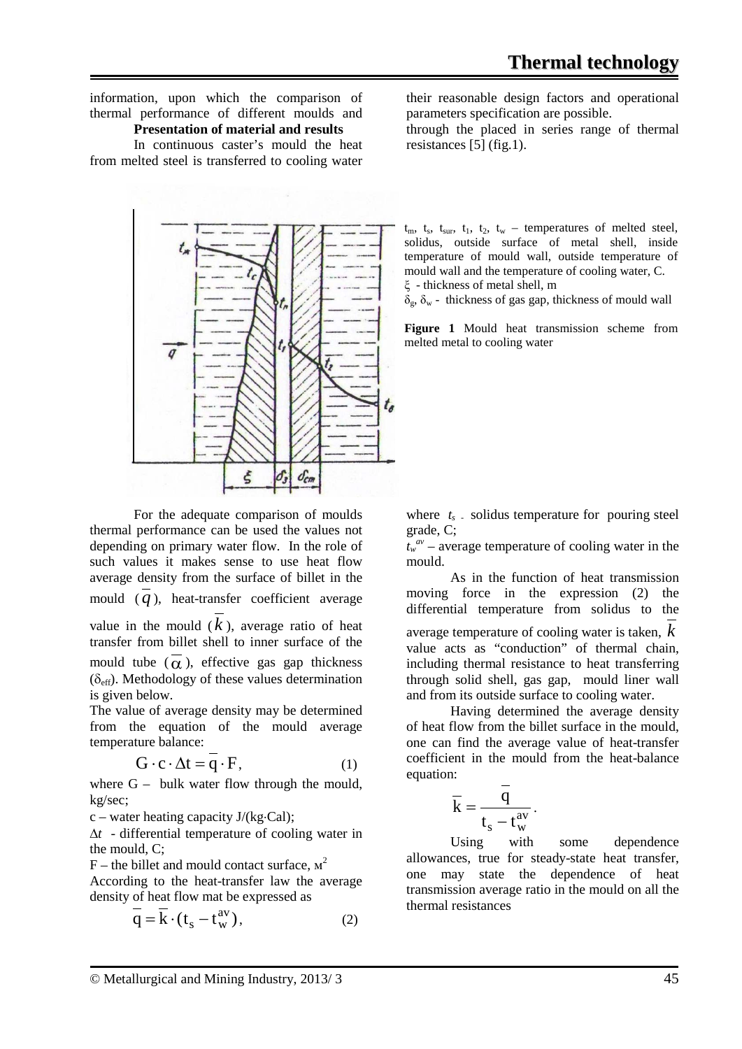information, upon which the comparison of thermal performance of different moulds and their reasonable design factors and operational parameters specification are possible.

**Presentation of material and results**

In continuous caster's mould the heat from melted steel is transferred to cooling water through the placed in series range of thermal resistances [5] (fig.1).

$t_m$, $t_s$, $t_{sur}$, $t_1$, $t_2$, $t_w$ – temperatures of melted steel, solidus, outside surface of metal shell, inside temperature of mould wall, outside temperature of mould wall and the temperature of cooling water, C.

$\xi$ - thickness of metal shell, m

$\delta_g$, $\delta_w$ - thickness of gas gap, thickness of mould wall

**Figure 1** Mould heat transmission scheme from melted metal to cooling water

For the adequate comparison of moulds thermal performance can be used the values not depending on primary water flow. In the role of such values it makes sense to use heat flow average density from the surface of billet in the mould ($\overline{q}$), heat-transfer coefficient average value in the mould ($\overline{k}$), average ratio of heat transfer from billet shell to inner surface of the mould tube ($\overline{\alpha}$), effective gas gap thickness ($\delta_{eff}$). Methodology of these values determination is given below.

The value of average density may be determined from the equation of the mould average temperature balance:

$$G \cdot c \cdot \Delta t = \overline{q} \cdot F, \tag{1}$$

where G – bulk water flow through the mould, kg/sec;

c – water heating capacity J/(kg·Cal);

$\Delta t$ - differential temperature of cooling water in the mould, C;

F – the billet and mould contact surface, м$^2$

According to the heat-transfer law the average density of heat flow mat be expressed as

$$\overline{q} = \overline{k} \cdot (t_s - t_w^{av}), \tag{2}$$

where $t_s$ - solidus temperature for pouring steel grade, C;

$t_w^{av}$ – average temperature of cooling water in the mould.

As in the function of heat transmission moving force in the expression (2) the differential temperature from solidus to the average temperature of cooling water is taken, $\overline{k}$ value acts as "conduction" of thermal chain, including thermal resistance to heat transferring through solid shell, gas gap, mould liner wall and from its outside surface to cooling water.

Having determined the average density of heat flow from the billet surface in the mould, one can find the average value of heat-transfer coefficient in the mould from the heat-balance equation:

$$\overline{k} = \frac{\overline{q}}{t_s - t_w^{av}}.$$

Using with some dependence allowances, true for steady-state heat transfer, one may state the dependence of heat transmission average ratio in the mould on all the thermal resistances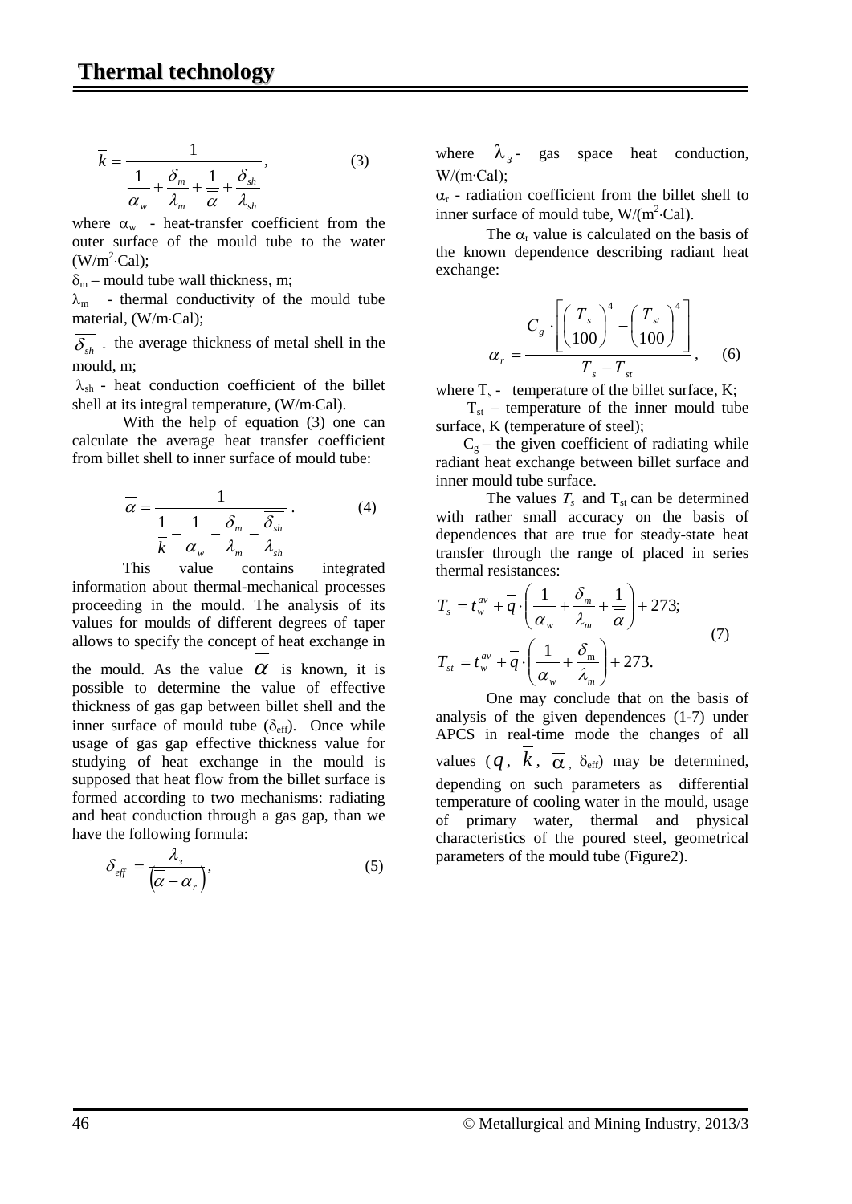## Thermal technology

$$\overline{k} = \frac{1}{\dfrac{1}{\alpha_w} + \dfrac{\delta_m}{\lambda_m} + \dfrac{1}{\overline{\alpha}} + \dfrac{\overline{\delta_{sh}}}{\lambda_{sh}}}, \qquad (3)$$

where $\alpha_w$ - heat-transfer coefficient from the outer surface of the mould tube to the water (W/m$^2$·Cal);

$\delta_m$ – mould tube wall thickness, m;

$\lambda_m$ - thermal conductivity of the mould tube material, (W/m·Cal);

$\overline{\delta_{sh}}$ - the average thickness of metal shell in the mould, m;

$\lambda_{sh}$ - heat conduction coefficient of the billet shell at its integral temperature, (W/m·Cal).

With the help of equation (3) one can calculate the average heat transfer coefficient from billet shell to inner surface of mould tube:

$$\overline{\alpha} = \frac{1}{\dfrac{1}{\overline{k}} - \dfrac{1}{\alpha_w} - \dfrac{\delta_m}{\lambda_m} - \dfrac{\overline{\delta_{sh}}}{\lambda_{sh}}}. \qquad (4)$$

This value contains integrated information about thermal-mechanical processes proceeding in the mould. The analysis of its values for moulds of different degrees of taper allows to specify the concept of heat exchange in the mould. As the value $\overline{\alpha}$ is known, it is possible to determine the value of effective thickness of gas gap between billet shell and the inner surface of mould tube ($\delta_{eff}$). Once while usage of gas gap effective thickness value for studying of heat exchange in the mould is supposed that heat flow from the billet surface is formed according to two mechanisms: radiating and heat conduction through a gas gap, than we have the following formula:

$$\delta_{eff} = \frac{\lambda_з}{\left(\overline{\alpha} - \alpha_r\right)}, \qquad (5)$$

where $\lambda_з$ - gas space heat conduction, W/(m·Cal);

$\alpha_r$ - radiation coefficient from the billet shell to inner surface of mould tube, W/(m$^2$·Cal).

The $\alpha_r$ value is calculated on the basis of the known dependence describing radiant heat exchange:

$$\alpha_r = \frac{C_g \cdot \left[\left(\dfrac{T_s}{100}\right)^4 - \left(\dfrac{T_{st}}{100}\right)^4\right]}{T_s - T_{st}}, \qquad (6)$$

where $T_s$ - temperature of the billet surface, K;

$T_{st}$ – temperature of the inner mould tube surface, K (temperature of steel);

$C_g$ – the given coefficient of radiating while radiant heat exchange between billet surface and inner mould tube surface.

The values $T_s$ and $T_{st}$ can be determined with rather small accuracy on the basis of dependences that are true for steady-state heat transfer through the range of placed in series thermal resistances:

$$T_s = t_w^{av} + \overline{q} \cdot \left(\frac{1}{\alpha_w} + \frac{\delta_m}{\lambda_m} + \frac{1}{\overline{\alpha}}\right) + 273;$$
$$T_{st} = t_w^{av} + \overline{q} \cdot \left(\frac{1}{\alpha_w} + \frac{\delta_m}{\lambda_m}\right) + 273. \qquad (7)$$

One may conclude that on the basis of analysis of the given dependences (1-7) under APCS in real-time mode the changes of all values ($\overline{q}$, $\overline{k}$, $\overline{\alpha}$, $\delta_{eff}$) may be determined, depending on such parameters as differential temperature of cooling water in the mould, usage of primary water, thermal and physical characteristics of the poured steel, geometrical parameters of the mould tube (Figure2).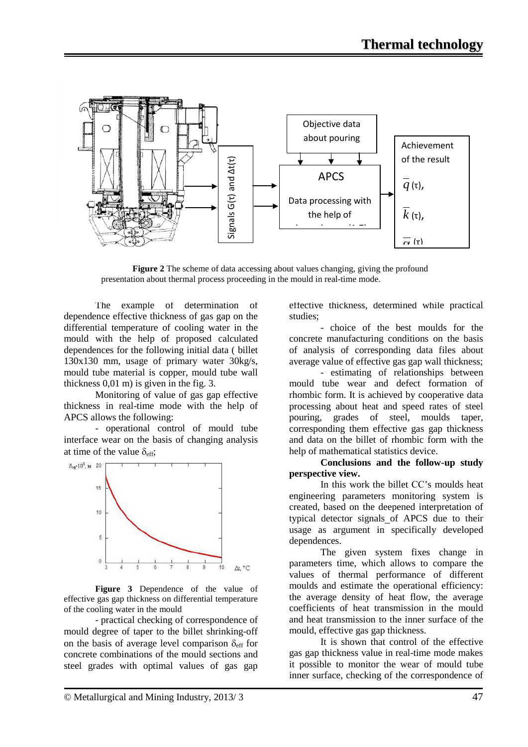**Figure 2** The scheme of data accessing about values changing, giving the profound presentation about thermal process proceeding in the mould in real-time mode.

The example of determination of dependence effective thickness of gas gap on the differential temperature of cooling water in the mould with the help of proposed calculated dependences for the following initial data ( billet 130x130 mm, usage of primary water 30kg/s, mould tube material is copper, mould tube wall thickness 0,01 m) is given in the fig. 3.

Monitoring of value of gas gap effective thickness in real-time mode with the help of APCS allows the following:

- operational control of mould tube interface wear on the basis of changing analysis at time of the value $\delta_{eff}$;

**Figure 3** Dependence of the value of effective gas gap thickness on differential temperature of the cooling water in the mould

- practical checking of correspondence of mould degree of taper to the billet shrinking-off on the basis of average level comparison $\delta_{eff}$ for concrete combinations of the mould sections and steel grades with optimal values of gas gap effective thickness, determined while practical studies;

- choice of the best moulds for the concrete manufacturing conditions on the basis of analysis of corresponding data files about average value of effective gas gap wall thickness;

- estimating of relationships between mould tube wear and defect formation of rhombic form. It is achieved by cooperative data processing about heat and speed rates of steel pouring, grades of steel, moulds taper, corresponding them effective gas gap thickness and data on the billet of rhombic form with the help of mathematical statistics device.

**Conclusions and the follow-up study perspective view.**

In this work the billet CC's moulds heat engineering parameters monitoring system is created, based on the deepened interpretation of typical detector signals of APCS due to their usage as argument in specifically developed dependences.

The given system fixes change in parameters time, which allows to compare the values of thermal performance of different moulds and estimate the operational efficiency: the average density of heat flow, the average coefficients of heat transmission in the mould and heat transmission to the inner surface of the mould, effective gas gap thickness.

It is shown that control of the effective gas gap thickness value in real-time mode makes it possible to monitor the wear of mould tube inner surface, checking of the correspondence of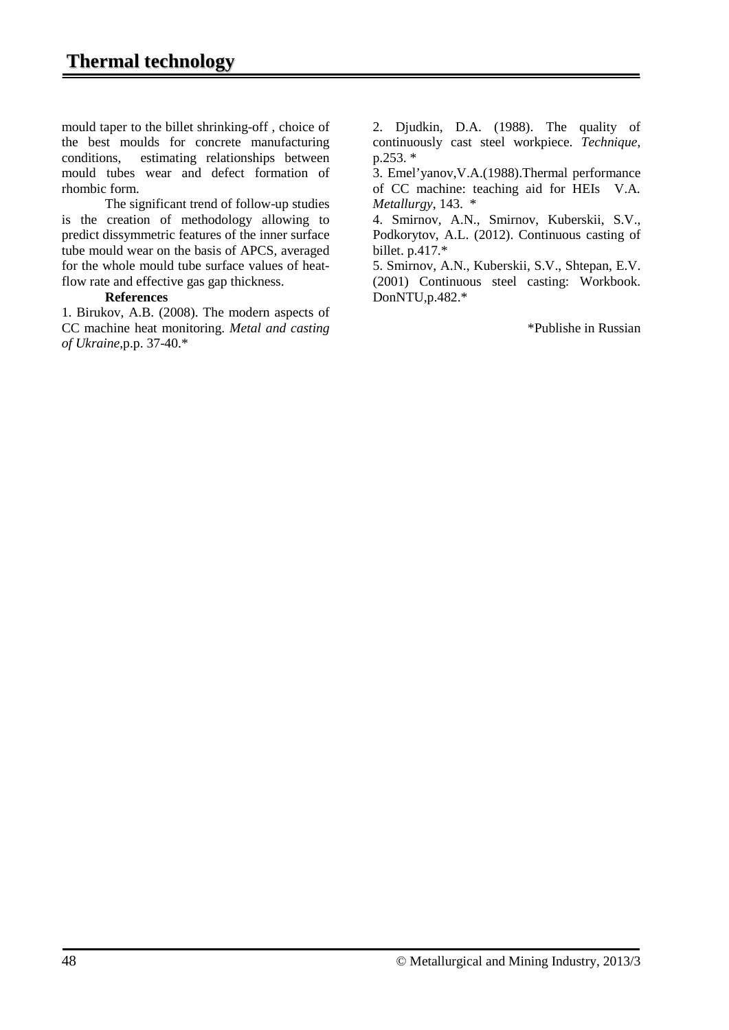mould taper to the billet shrinking-off , choice of the best moulds for concrete manufacturing conditions, estimating relationships between mould tubes wear and defect formation of rhombic form.

The significant trend of follow-up studies is the creation of methodology allowing to predict dissymmetric features of the inner surface tube mould wear on the basis of APCS, averaged for the whole mould tube surface values of heat-flow rate and effective gas gap thickness.

**References**

1. Birukov, A.B. (2008). The modern aspects of CC machine heat monitoring. *Metal and casting of Ukraine*,p.p. 37-40.*

2. Djudkin, D.A. (1988). The quality of continuously cast steel workpiece. *Technique*, p.253. *

3. Emel'yanov,V.A.(1988).Thermal performance of CC machine: teaching aid for HEIs V.A. *Metallurgy*, 143. *

4. Smirnov, A.N., Smirnov, Kuberskii, S.V., Podkorytov, A.L. (2012). Continuous casting of billet. p.417.*

5. Smirnov, A.N., Kuberskii, S.V., Shtepan, E.V. (2001) Continuous steel casting: Workbook. DonNTU,p.482.*

*Publishe in Russian